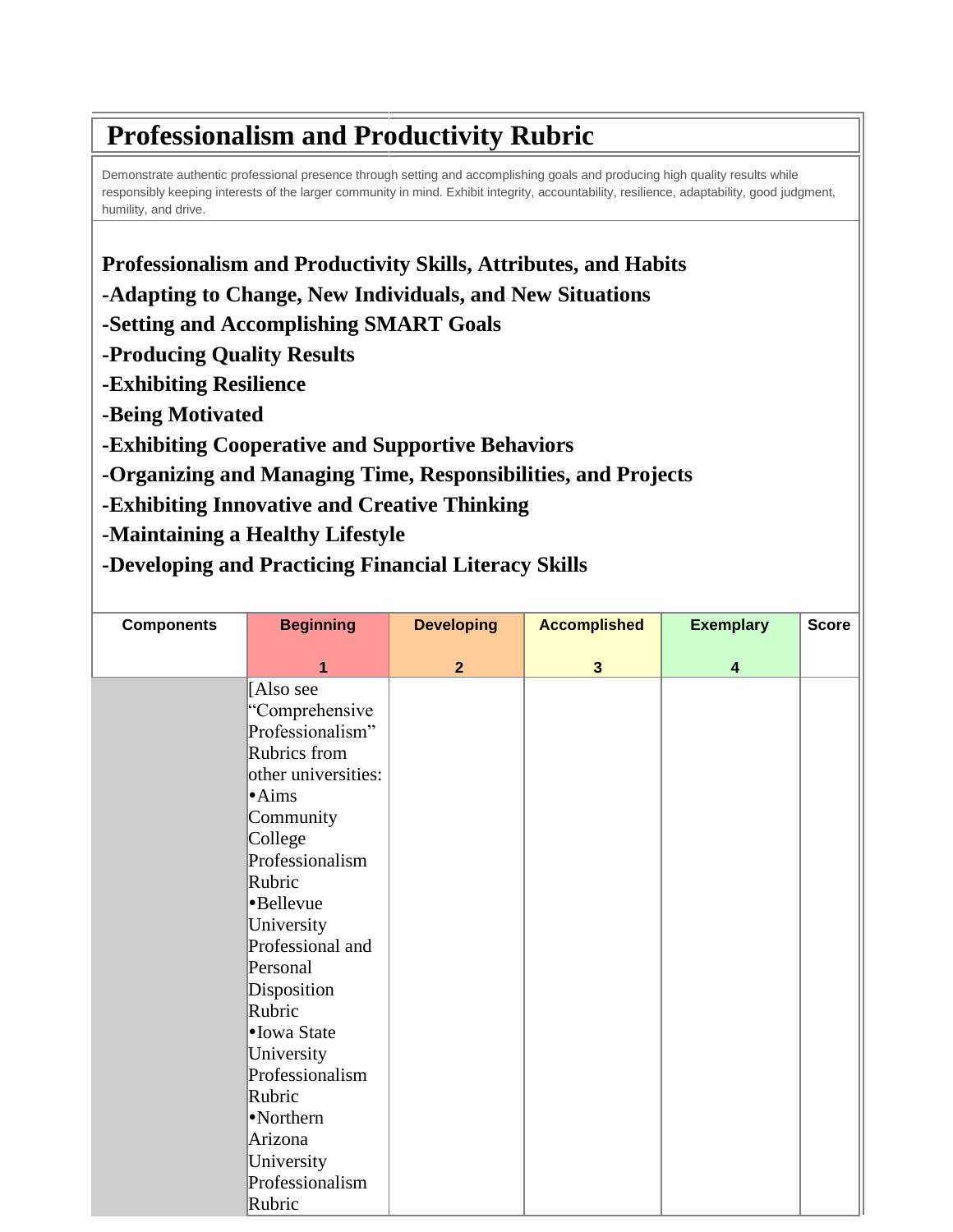# Professionalism and Productivity Rubric

Demonstrate authentic professional presence through setting and accomplishing goals and producing high quality results while responsibly keeping interests of the larger community in mind. Exhibit integrity, accountability, resilience, adaptability, good judgment, humility, and drive.

**Professionalism and Productivity Skills, Attributes, and Habits**

**-Adapting to Change, New Individuals, and New Situations**

**-Setting and Accomplishing SMART Goals**

**-Producing Quality Results**

**-Exhibiting Resilience**

**-Being Motivated**

**-Exhibiting Cooperative and Supportive Behaviors**

**-Organizing and Managing Time, Responsibilities, and Projects**

**-Exhibiting Innovative and Creative Thinking**

**-Maintaining a Healthy Lifestyle**

**-Developing and Practicing Financial Literacy Skills**

| Components | Beginning<br>1 | Developing<br>2 | Accomplished<br>3 | Exemplary<br>4 | Score |
|---|---|---|---|---|---|
| | [Also see "Comprehensive Professionalism" Rubrics from other universities:<br>•Aims Community College Professionalism Rubric<br>•Bellevue University Professional and Personal Disposition Rubric<br>•Iowa State University Professionalism Rubric<br>•Northern Arizona University Professionalism Rubric | | | | |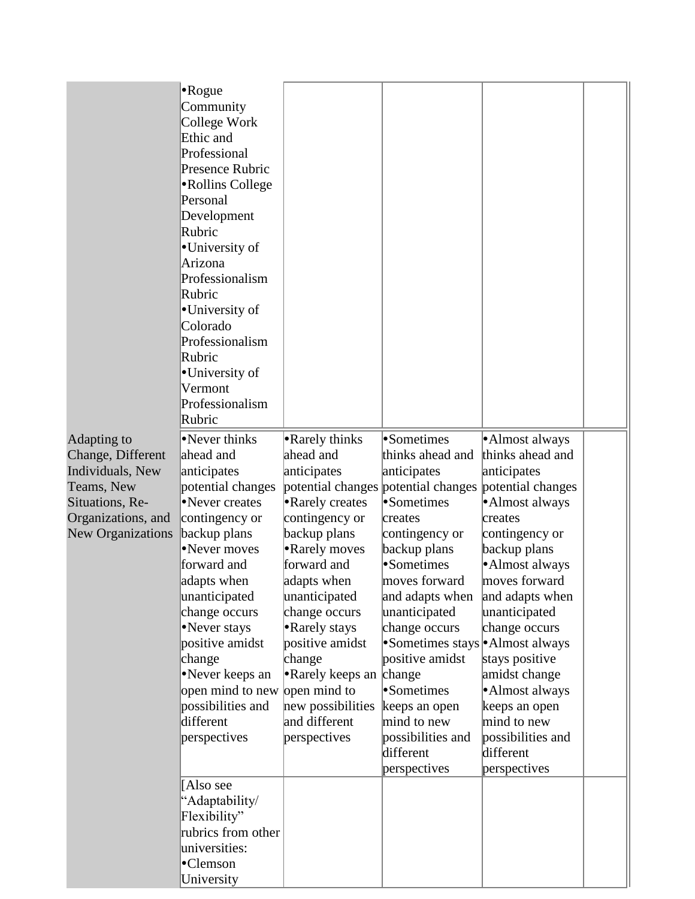| | | | | | |
|---|---|---|---|---|---|
| | •Rogue Community College Work Ethic and Professional Presence Rubric<br>•Rollins College Personal Development Rubric<br>•University of Arizona Professionalism Rubric<br>•University of Colorado Professionalism Rubric<br>•University of Vermont Professionalism Rubric | | | | |
| Adapting to Change, Different Individuals, New Teams, New Situations, Re-Organizations, and New Organizations | •Never thinks ahead and anticipates potential changes<br>•Never creates contingency or backup plans<br>•Never moves forward and adapts when unanticipated change occurs<br>•Never stays positive amidst change<br>•Never keeps an open mind to new possibilities and different perspectives | •Rarely thinks ahead and anticipates potential changes<br>•Rarely creates contingency or backup plans<br>•Rarely moves forward and adapts when unanticipated change occurs<br>•Rarely stays positive amidst change<br>•Rarely keeps an open mind to new possibilities and different perspectives | •Sometimes thinks ahead and anticipates potential changes<br>•Sometimes creates contingency or backup plans<br>•Sometimes moves forward and adapts when unanticipated change occurs<br>•Sometimes stays positive amidst change<br>•Sometimes keeps an open mind to new possibilities and different perspectives | •Almost always thinks ahead and anticipates potential changes<br>•Almost always creates contingency or backup plans<br>•Almost always moves forward and adapts when unanticipated change occurs<br>•Almost always stays positive amidst change<br>•Almost always keeps an open mind to new possibilities and different perspectives | |
| | [Also see "Adaptability/ Flexibility" rubrics from other universities:<br>•Clemson University | | | | |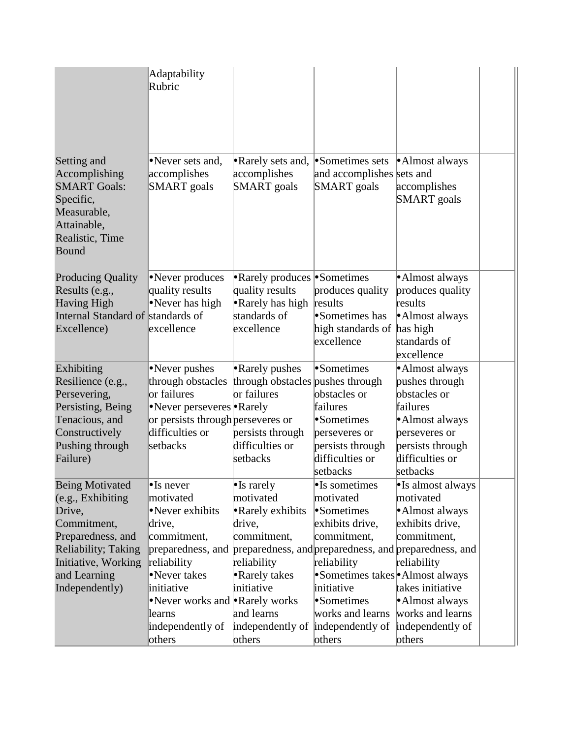| | Adaptability Rubric | | | | |
|---|---|---|---|---|---|
| Setting and Accomplishing SMART Goals: Specific, Measurable, Attainable, Realistic, Time Bound | •Never sets and, accomplishes SMART goals | •Rarely sets and, accomplishes SMART goals | •Sometimes sets and accomplishes SMART goals | •Almost always sets and accomplishes SMART goals | |
| Producing Quality Results (e.g., Having High Internal Standard of Excellence) | •Never produces quality results •Never has high standards of excellence | •Rarely produces quality results •Rarely has high standards of excellence | •Sometimes produces quality results •Sometimes has high standards of excellence | •Almost always produces quality results •Almost always has high standards of excellence | |
| Exhibiting Resilience (e.g., Persevering, Persisting, Being Tenacious, and Constructively Pushing through Failure) | •Never pushes through obstacles or failures •Never perseveres or persists through difficulties or setbacks | •Rarely pushes through obstacles or failures •Rarely perseveres or persists through difficulties or setbacks | •Sometimes pushes through obstacles or failures •Sometimes perseveres or persists through difficulties or setbacks | •Almost always pushes through obstacles or failures •Almost always perseveres or persists through difficulties or setbacks | |
| Being Motivated (e.g., Exhibiting Drive, Commitment, Preparedness, and Reliability; Taking Initiative, Working and Learning Independently) | •Is never motivated •Never exhibits drive, commitment, preparedness, and reliability •Never takes initiative •Never works and learns independently of others | •Is rarely motivated •Rarely exhibits drive, commitment, preparedness, and reliability •Rarely takes initiative •Rarely works and learns independently of others | •Is sometimes motivated •Sometimes exhibits drive, commitment, preparedness, and reliability •Sometimes takes initiative •Sometimes works and learns independently of others | •Is almost always motivated •Almost always exhibits drive, commitment, preparedness, and reliability •Almost always takes initiative •Almost always works and learns independently of others | |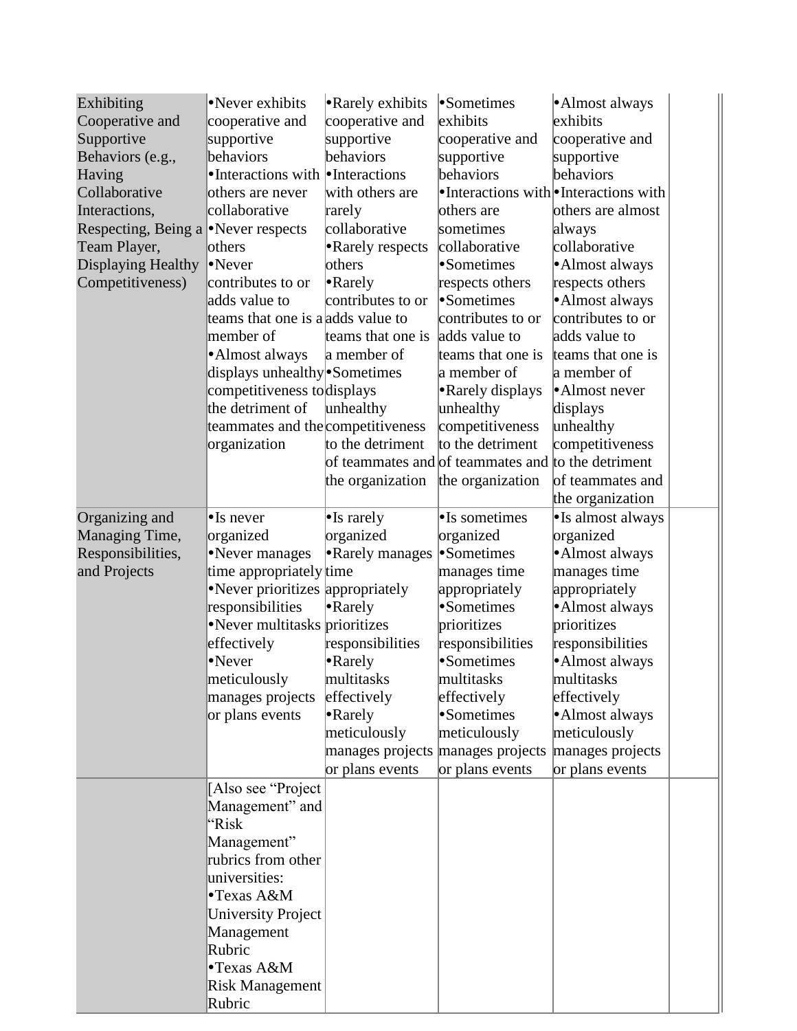| | | | | | |
|---|---|---|---|---|---|
| Exhibiting Cooperative and Supportive Behaviors (e.g., Having Collaborative Interactions, Respecting, Being a Team Player, Displaying Healthy Competitiveness) | •Never exhibits cooperative and supportive behaviors<br>•Interactions with others are never collaborative<br>•Never respects others<br>•Never contributes to or adds value to teams that one is a member of<br>•Almost always displays unhealthy competitiveness to the detriment of teammates and the organization | •Rarely exhibits cooperative and supportive behaviors<br>•Interactions with others are rarely collaborative<br>•Rarely respects others<br>•Rarely contributes to or adds value to teams that one is a member of<br>•Sometimes displays unhealthy competitiveness to the detriment of teammates and the organization | •Sometimes exhibits cooperative and supportive behaviors<br>•Interactions with others are sometimes collaborative<br>•Sometimes respects others<br>•Sometimes contributes to or adds value to teams that one is a member of<br>•Rarely displays unhealthy competitiveness to the detriment of teammates and the organization | •Almost always exhibits cooperative and supportive behaviors<br>•Interactions with others are almost always collaborative<br>•Almost always respects others<br>•Almost always contributes to or adds value to teams that one is a member of<br>•Almost never displays unhealthy competitiveness to the detriment of teammates and the organization | |
| Organizing and Managing Time, Responsibilities, and Projects | •Is never organized<br>•Never manages time appropriately<br>•Never prioritizes responsibilities<br>•Never multitasks effectively<br>•Never meticulously manages projects or plans events | •Is rarely organized<br>•Rarely manages time appropriately<br>•Rarely prioritizes responsibilities<br>•Rarely multitasks effectively<br>•Rarely meticulously manages projects or plans events | •Is sometimes organized<br>•Sometimes manages time appropriately<br>•Sometimes prioritizes responsibilities<br>•Sometimes multitasks effectively<br>•Sometimes meticulously manages projects or plans events | •Is almost always organized<br>•Almost always manages time appropriately<br>•Almost always prioritizes responsibilities<br>•Almost always multitasks effectively<br>•Almost always meticulously manages projects or plans events | |
| | [Also see "Project Management" and "Risk Management" rubrics from other universities:<br>•Texas A&M University Project Management Rubric<br>•Texas A&M Risk Management Rubric | | | | |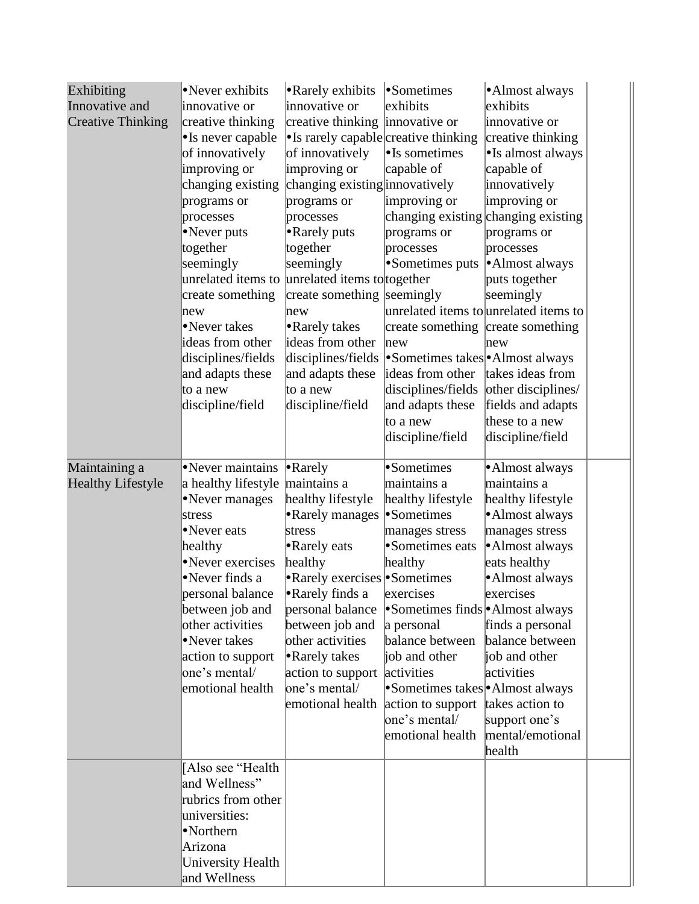| | | | | | |
|---|---|---|---|---|---|
| Exhibiting Innovative and Creative Thinking | •Never exhibits innovative or creative thinking •Is never capable of innovatively improving or changing existing programs or processes •Never puts together seemingly unrelated items to create something new •Never takes ideas from other disciplines/fields and adapts these to a new discipline/field | •Rarely exhibits innovative or creative thinking •Is rarely capable of innovatively improving or changing existing programs or processes •Rarely puts together seemingly unrelated items to create something new •Rarely takes ideas from other disciplines/fields and adapts these to a new discipline/field | •Sometimes exhibits innovative or creative thinking •Is sometimes capable of innovatively improving or changing existing programs or processes •Sometimes puts together seemingly unrelated items to create something new •Sometimes takes ideas from other disciplines/fields and adapts these to a new discipline/field | •Almost always exhibits innovative or creative thinking •Is almost always capable of innovatively improving or changing existing programs or processes •Almost always puts together seemingly unrelated items to create something new •Almost always takes ideas from other disciplines/fields and adapts these to a new discipline/field | |
| Maintaining a Healthy Lifestyle | •Never maintains a healthy lifestyle •Never manages stress •Never eats healthy •Never exercises •Never finds a personal balance between job and other activities •Never takes action to support one's mental/emotional health | •Rarely maintains a healthy lifestyle •Rarely manages stress •Rarely eats healthy •Rarely exercises •Rarely finds a personal balance between job and other activities •Rarely takes action to support one's mental/emotional health | •Sometimes maintains a healthy lifestyle •Sometimes manages stress •Sometimes eats healthy •Sometimes exercises •Sometimes finds a personal balance between job and other activities •Sometimes takes action to support one's mental/emotional health | •Almost always maintains a healthy lifestyle •Almost always manages stress •Almost always eats healthy •Almost always exercises •Almost always finds a personal balance between job and other activities •Almost always takes action to support one's mental/emotional health | |
| | [Also see "Health and Wellness" rubrics from other universities: •Northern Arizona University Health and Wellness | | | | |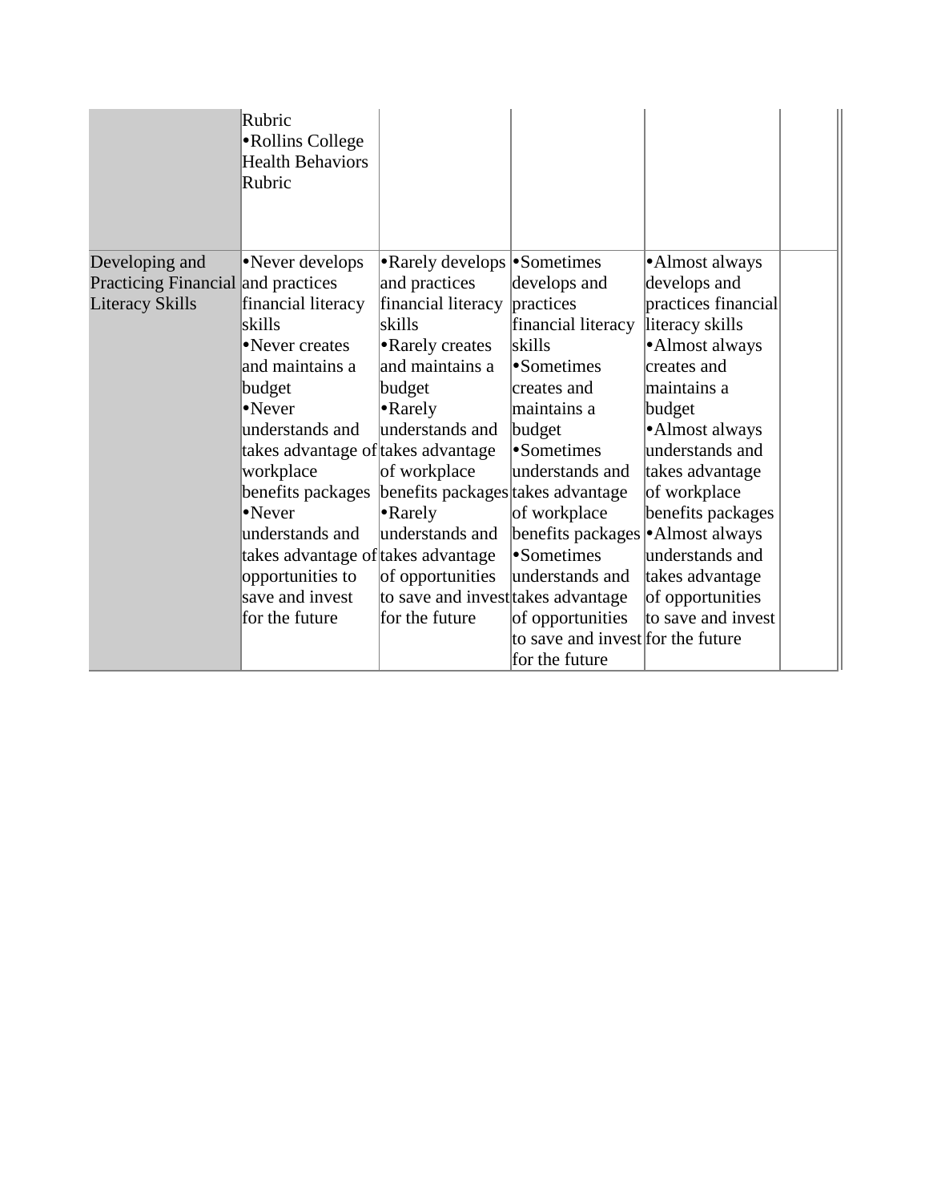| | | | | | |
|---|---|---|---|---|---|
| | Rubric<br>•Rollins College Health Behaviors Rubric | | | | |
| Developing and Practicing Financial Literacy Skills | •Never develops and practices financial literacy skills<br>•Never creates and maintains a budget<br>•Never understands and takes advantage of workplace benefits packages<br>•Never understands and takes advantage of opportunities to save and invest for the future | •Rarely develops and practices financial literacy skills<br>•Rarely creates and maintains a budget<br>•Rarely understands and takes advantage of workplace benefits packages<br>•Rarely understands and takes advantage of opportunities to save and invest for the future | •Sometimes develops and practices financial literacy skills<br>•Sometimes creates and maintains a budget<br>•Sometimes understands and takes advantage of workplace benefits packages<br>•Sometimes understands and takes advantage of opportunities to save and invest for the future | •Almost always develops and practices financial literacy skills<br>•Almost always creates and maintains a budget<br>•Almost always understands and takes advantage of workplace benefits packages<br>•Almost always understands and takes advantage of opportunities to save and invest for the future | |